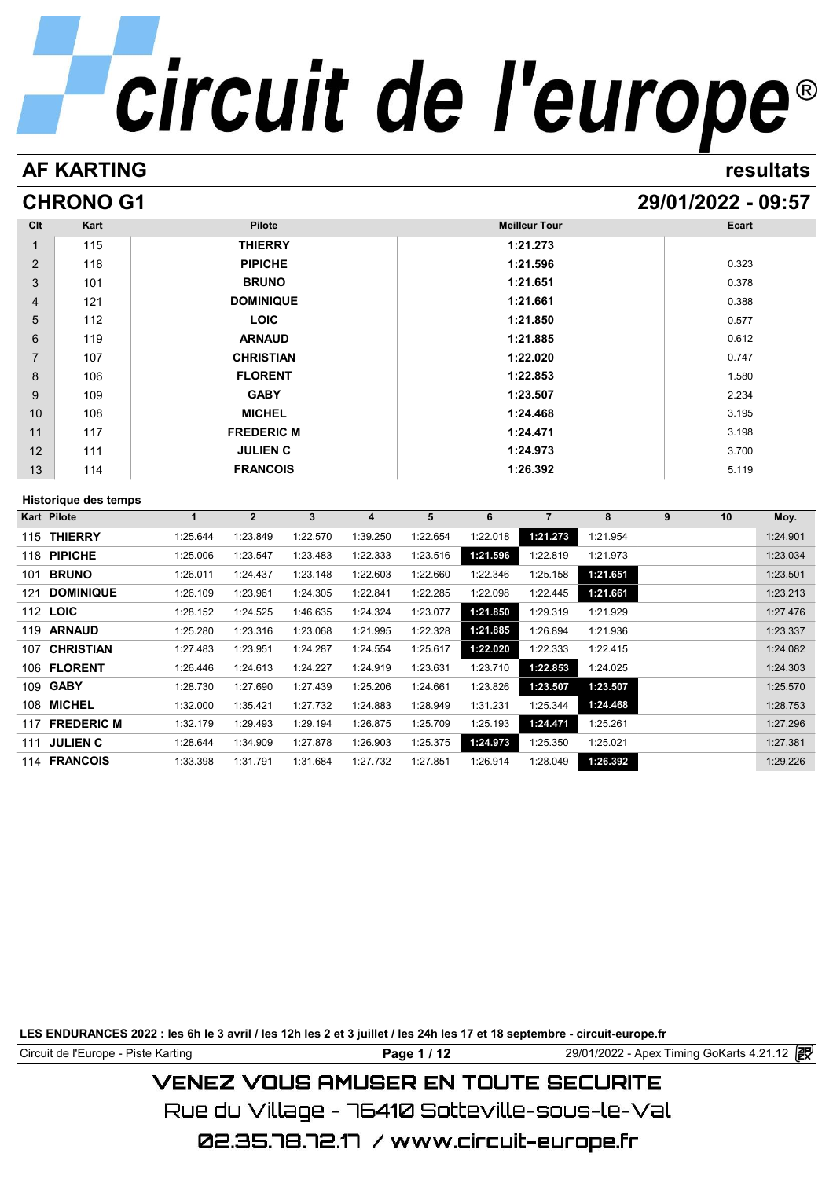# circuit de l'europe®

## AF KARTING

**resultats**

## CHRONO G1

**29/01/2022 - 09:57**

| Clt | Kart | Pilote | Meilleur Tour | Ecart |
|---|---|---|---|---|
| 1 | 115 | THIERRY | 1:21.273 | |
| 2 | 118 | PIPICHE | 1:21.596 | 0.323 |
| 3 | 101 | BRUNO | 1:21.651 | 0.378 |
| 4 | 121 | DOMINIQUE | 1:21.661 | 0.388 |
| 5 | 112 | LOIC | 1:21.850 | 0.577 |
| 6 | 119 | ARNAUD | 1:21.885 | 0.612 |
| 7 | 107 | CHRISTIAN | 1:22.020 | 0.747 |
| 8 | 106 | FLORENT | 1:22.853 | 1.580 |
| 9 | 109 | GABY | 1:23.507 | 2.234 |
| 10 | 108 | MICHEL | 1:24.468 | 3.195 |
| 11 | 117 | FREDERIC M | 1:24.471 | 3.198 |
| 12 | 111 | JULIEN C | 1:24.973 | 3.700 |
| 13 | 114 | FRANCOIS | 1:26.392 | 5.119 |

### Historique des temps

| Kart | Pilote | 1 | 2 | 3 | 4 | 5 | 6 | 7 | 8 | 9 | 10 | Moy. |
|---|---|---|---|---|---|---|---|---|---|---|---|---|
| 115 | THIERRY | 1:25.644 | 1:23.849 | 1:22.570 | 1:39.250 | 1:22.654 | 1:22.018 | **1:21.273** | 1:21.954 | | | 1:24.901 |
| 118 | PIPICHE | 1:25.006 | 1:23.547 | 1:23.483 | 1:22.333 | 1:23.516 | **1:21.596** | 1:22.819 | 1:21.973 | | | 1:23.034 |
| 101 | BRUNO | 1:26.011 | 1:24.437 | 1:23.148 | 1:22.603 | 1:22.660 | 1:22.346 | 1:25.158 | **1:21.651** | | | 1:23.501 |
| 121 | DOMINIQUE | 1:26.109 | 1:23.961 | 1:24.305 | 1:22.841 | 1:22.285 | 1:22.098 | 1:22.445 | **1:21.661** | | | 1:23.213 |
| 112 | LOIC | 1:28.152 | 1:24.525 | 1:46.635 | 1:24.324 | 1:23.077 | **1:21.850** | 1:29.319 | 1:21.929 | | | 1:27.476 |
| 119 | ARNAUD | 1:25.280 | 1:23.316 | 1:23.068 | 1:21.995 | 1:22.328 | **1:21.885** | 1:26.894 | 1:21.936 | | | 1:23.337 |
| 107 | CHRISTIAN | 1:27.483 | 1:23.951 | 1:24.287 | 1:24.554 | 1:25.617 | **1:22.020** | 1:22.333 | 1:22.415 | | | 1:24.082 |
| 106 | FLORENT | 1:26.446 | 1:24.613 | 1:24.227 | 1:24.919 | 1:23.631 | 1:23.710 | **1:22.853** | 1:24.025 | | | 1:24.303 |
| 109 | GABY | 1:28.730 | 1:27.690 | 1:27.439 | 1:25.206 | 1:24.661 | 1:23.826 | **1:23.507** | **1:23.507** | | | 1:25.570 |
| 108 | MICHEL | 1:32.000 | 1:35.421 | 1:27.732 | 1:24.883 | 1:28.949 | 1:31.231 | 1:25.344 | **1:24.468** | | | 1:28.753 |
| 117 | FREDERIC M | 1:32.179 | 1:29.493 | 1:29.194 | 1:26.875 | 1:25.709 | 1:25.193 | **1:24.471** | 1:25.261 | | | 1:27.296 |
| 111 | JULIEN C | 1:28.644 | 1:34.909 | 1:27.878 | 1:26.903 | 1:25.375 | **1:24.973** | 1:25.350 | 1:25.021 | | | 1:27.381 |
| 114 | FRANCOIS | 1:33.398 | 1:31.791 | 1:31.684 | 1:27.732 | 1:27.851 | 1:26.914 | 1:28.049 | **1:26.392** | | | 1:29.226 |

**LES ENDURANCES 2022 : les 6h le 3 avril / les 12h les 2 et 3 juillet / les 24h les 17 et 18 septembre - circuit-europe.fr**

Circuit de l'Europe - Piste Karting — 29/01/2022 - Apex Timing GoKarts 4.21.12

VENEZ VOUS AMUSER EN TOUTE SECURITE
Rue du Village - 76410 Sotteville-sous-le-Val
02.35.78.72.17 / www.circuit-europe.fr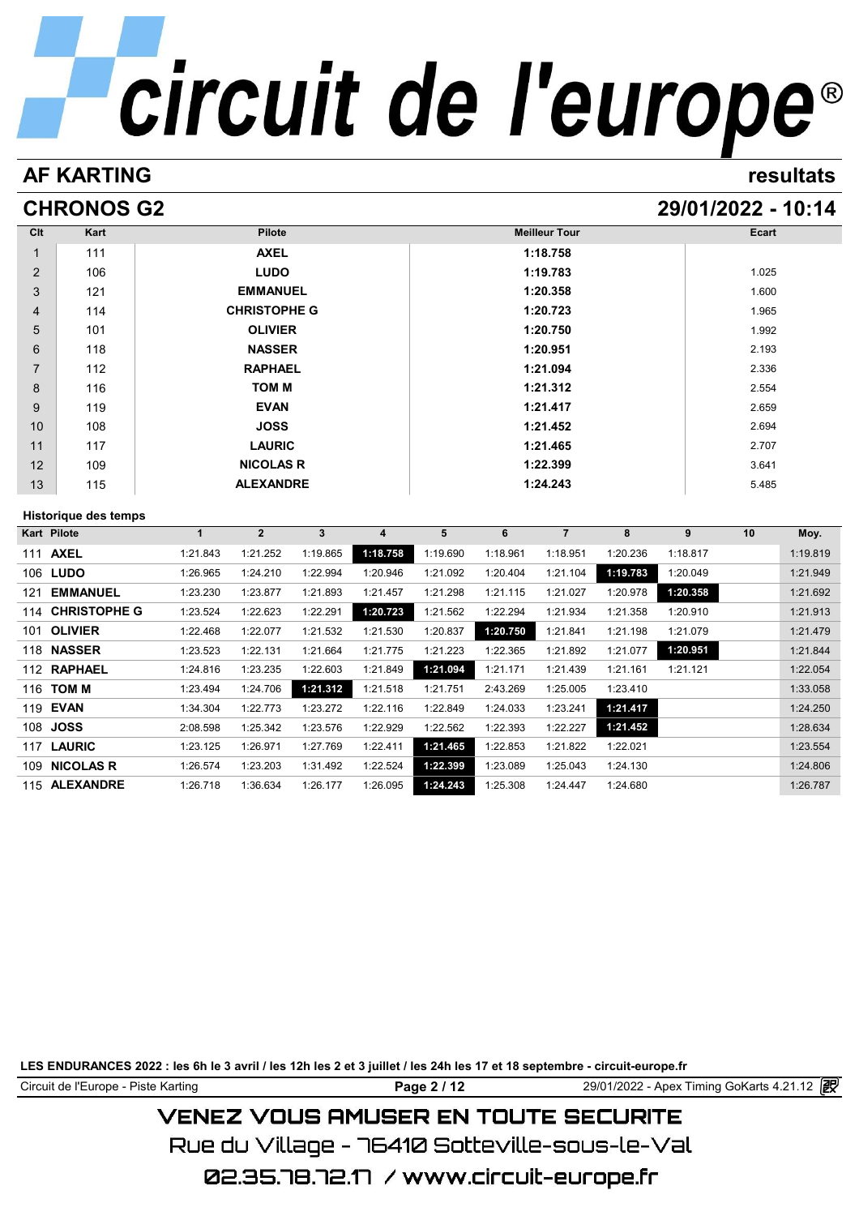# circuit de l'europe®

## AF KARTING

resultats

## CHRONOS G2

29/01/2022 - 10:14

| Clt | Kart | Pilote | Meilleur Tour | Ecart |
|---|---|---|---|---|
| 1 | 111 | **AXEL** | **1:18.758** | |
| 2 | 106 | **LUDO** | **1:19.783** | 1.025 |
| 3 | 121 | **EMMANUEL** | **1:20.358** | 1.600 |
| 4 | 114 | **CHRISTOPHE G** | **1:20.723** | 1.965 |
| 5 | 101 | **OLIVIER** | **1:20.750** | 1.992 |
| 6 | 118 | **NASSER** | **1:20.951** | 2.193 |
| 7 | 112 | **RAPHAEL** | **1:21.094** | 2.336 |
| 8 | 116 | **TOM M** | **1:21.312** | 2.554 |
| 9 | 119 | **EVAN** | **1:21.417** | 2.659 |
| 10 | 108 | **JOSS** | **1:21.452** | 2.694 |
| 11 | 117 | **LAURIC** | **1:21.465** | 2.707 |
| 12 | 109 | **NICOLAS R** | **1:22.399** | 3.641 |
| 13 | 115 | **ALEXANDRE** | **1:24.243** | 5.485 |

### Historique des temps

| Kart | Pilote | 1 | 2 | 3 | 4 | 5 | 6 | 7 | 8 | 9 | 10 | Moy. |
|---|---|---|---|---|---|---|---|---|---|---|---|---|
| 111 | **AXEL** | 1:21.843 | 1:21.252 | 1:19.865 | **1:18.758** | 1:19.690 | 1:18.961 | 1:18.951 | 1:20.236 | 1:18.817 | | 1:19.819 |
| 106 | **LUDO** | 1:26.965 | 1:24.210 | 1:22.994 | 1:20.946 | 1:21.092 | 1:20.404 | 1:21.104 | **1:19.783** | 1:20.049 | | 1:21.949 |
| 121 | **EMMANUEL** | 1:23.230 | 1:23.877 | 1:21.893 | 1:21.457 | 1:21.298 | 1:21.115 | 1:21.027 | 1:20.978 | **1:20.358** | | 1:21.692 |
| 114 | **CHRISTOPHE G** | 1:23.524 | 1:22.623 | 1:22.291 | **1:20.723** | 1:21.562 | 1:22.294 | 1:21.934 | 1:21.358 | 1:20.910 | | 1:21.913 |
| 101 | **OLIVIER** | 1:22.468 | 1:22.077 | 1:21.532 | 1:21.530 | 1:20.837 | **1:20.750** | 1:21.841 | 1:21.198 | 1:21.079 | | 1:21.479 |
| 118 | **NASSER** | 1:23.523 | 1:22.131 | 1:21.664 | 1:21.775 | 1:21.223 | 1:22.365 | 1:21.892 | 1:21.077 | **1:20.951** | | 1:21.844 |
| 112 | **RAPHAEL** | 1:24.816 | 1:23.235 | 1:22.603 | 1:21.849 | **1:21.094** | 1:21.171 | 1:21.439 | 1:21.161 | 1:21.121 | | 1:22.054 |
| 116 | **TOM M** | 1:23.494 | 1:24.706 | **1:21.312** | 1:21.518 | 1:21.751 | 2:43.269 | 1:25.005 | 1:23.410 | | | 1:33.058 |
| 119 | **EVAN** | 1:34.304 | 1:22.773 | 1:23.272 | 1:22.116 | 1:22.849 | 1:24.033 | 1:23.241 | **1:21.417** | | | 1:24.250 |
| 108 | **JOSS** | 2:08.598 | 1:25.342 | 1:23.576 | 1:22.929 | 1:22.562 | 1:22.393 | 1:22.227 | **1:21.452** | | | 1:28.634 |
| 117 | **LAURIC** | 1:23.125 | 1:26.971 | 1:27.769 | 1:22.411 | **1:21.465** | 1:22.853 | 1:21.822 | 1:22.021 | | | 1:23.554 |
| 109 | **NICOLAS R** | 1:26.574 | 1:23.203 | 1:31.492 | 1:22.524 | **1:22.399** | 1:23.089 | 1:25.043 | 1:24.130 | | | 1:24.806 |
| 115 | **ALEXANDRE** | 1:26.718 | 1:36.634 | 1:26.177 | 1:26.095 | **1:24.243** | 1:25.308 | 1:24.447 | 1:24.680 | | | 1:26.787 |

**LES ENDURANCES 2022 : les 6h le 3 avril / les 12h les 2 et 3 juillet / les 24h les 17 et 18 septembre - circuit-europe.fr**

Circuit de l'Europe - Piste Karting | 29/01/2022 - Apex Timing GoKarts 4.21.12

VENEZ VOUS AMUSER EN TOUTE SECURITE

Rue du Village - 76410 Sotteville-sous-le-Val

02.35.78.72.17 / www.circuit-europe.fr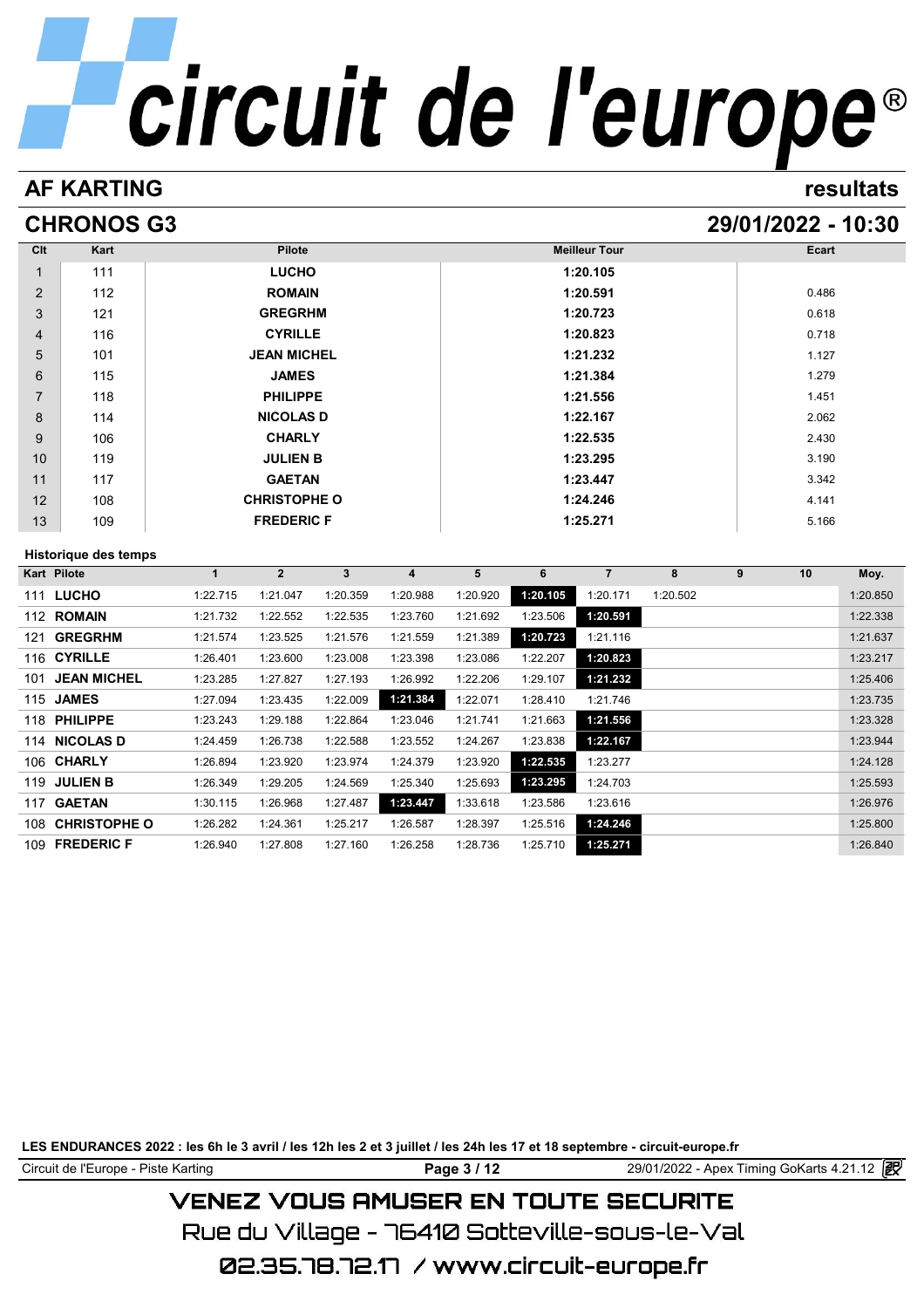# circuit de l'europe®

## AF KARTING — resultats

## CHRONOS G3 — 29/01/2022 - 10:30

| Clt | Kart | Pilote | Meilleur Tour | Ecart |
|---|---|---|---|---|
| 1 | 111 | LUCHO | 1:20.105 | |
| 2 | 112 | ROMAIN | 1:20.591 | 0.486 |
| 3 | 121 | GREGRHM | 1:20.723 | 0.618 |
| 4 | 116 | CYRILLE | 1:20.823 | 0.718 |
| 5 | 101 | JEAN MICHEL | 1:21.232 | 1.127 |
| 6 | 115 | JAMES | 1:21.384 | 1.279 |
| 7 | 118 | PHILIPPE | 1:21.556 | 1.451 |
| 8 | 114 | NICOLAS D | 1:22.167 | 2.062 |
| 9 | 106 | CHARLY | 1:22.535 | 2.430 |
| 10 | 119 | JULIEN B | 1:23.295 | 3.190 |
| 11 | 117 | GAETAN | 1:23.447 | 3.342 |
| 12 | 108 | CHRISTOPHE O | 1:24.246 | 4.141 |
| 13 | 109 | FREDERIC F | 1:25.271 | 5.166 |

**Historique des temps**

| Kart | Pilote | 1 | 2 | 3 | 4 | 5 | 6 | 7 | 8 | 9 | 10 | Moy. |
|---|---|---|---|---|---|---|---|---|---|---|---|---|
| 111 | LUCHO | 1:22.715 | 1:21.047 | 1:20.359 | 1:20.988 | 1:20.920 | **1:20.105** | 1:20.171 | 1:20.502 | | | 1:20.850 |
| 112 | ROMAIN | 1:21.732 | 1:22.552 | 1:22.535 | 1:23.760 | 1:21.692 | 1:23.506 | **1:20.591** | | | | 1:22.338 |
| 121 | GREGRHM | 1:21.574 | 1:23.525 | 1:21.576 | 1:21.559 | 1:21.389 | **1:20.723** | 1:21.116 | | | | 1:21.637 |
| 116 | CYRILLE | 1:26.401 | 1:23.600 | 1:23.008 | 1:23.398 | 1:23.086 | 1:22.207 | **1:20.823** | | | | 1:23.217 |
| 101 | JEAN MICHEL | 1:23.285 | 1:27.827 | 1:27.193 | 1:26.992 | 1:22.206 | 1:29.107 | **1:21.232** | | | | 1:25.406 |
| 115 | JAMES | 1:27.094 | 1:23.435 | 1:22.009 | **1:21.384** | 1:22.071 | 1:28.410 | 1:21.746 | | | | 1:23.735 |
| 118 | PHILIPPE | 1:23.243 | 1:29.188 | 1:22.864 | 1:23.046 | 1:21.741 | 1:21.663 | **1:21.556** | | | | 1:23.328 |
| 114 | NICOLAS D | 1:24.459 | 1:26.738 | 1:22.588 | 1:23.552 | 1:24.267 | 1:23.838 | **1:22.167** | | | | 1:23.944 |
| 106 | CHARLY | 1:26.894 | 1:23.920 | 1:23.974 | 1:24.379 | 1:23.920 | **1:22.535** | 1:23.277 | | | | 1:24.128 |
| 119 | JULIEN B | 1:26.349 | 1:29.205 | 1:24.569 | 1:25.340 | 1:25.693 | **1:23.295** | 1:24.703 | | | | 1:25.593 |
| 117 | GAETAN | 1:30.115 | 1:26.968 | 1:27.487 | **1:23.447** | 1:33.618 | 1:23.586 | 1:23.616 | | | | 1:26.976 |
| 108 | CHRISTOPHE O | 1:26.282 | 1:24.361 | 1:25.217 | 1:26.587 | 1:28.397 | 1:25.516 | **1:24.246** | | | | 1:25.800 |
| 109 | FREDERIC F | 1:26.940 | 1:27.808 | 1:27.160 | 1:26.258 | 1:28.736 | 1:25.710 | **1:25.271** | | | | 1:26.840 |

**LES ENDURANCES 2022 : les 6h le 3 avril / les 12h les 2 et 3 juillet / les 24h les 17 et 18 septembre - circuit-europe.fr**

Circuit de l'Europe - Piste Karting — 29/01/2022 - Apex Timing GoKarts 4.21.12

VENEZ VOUS AMUSER EN TOUTE SECURITE

Rue du Village - 76410 Sotteville-sous-le-Val

02.35.78.72.17 / www.circuit-europe.fr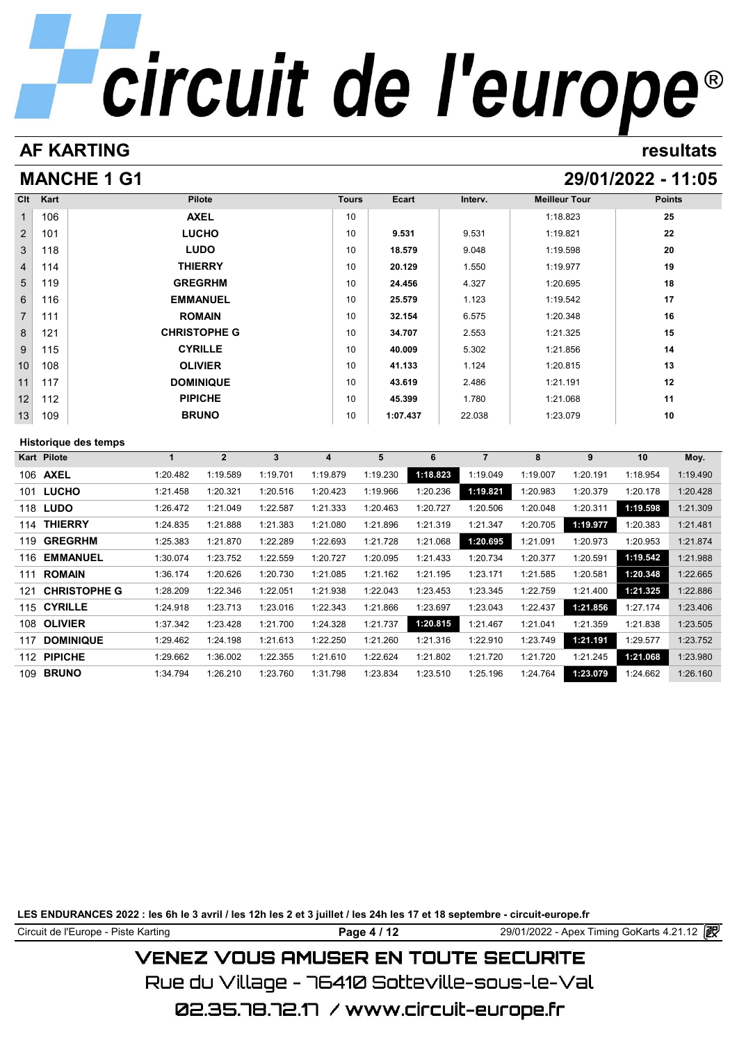# circuit de l'europe®

## AF KARTING — resultats

## MANCHE 1 G1 — 29/01/2022 - 11:05

| Clt | Kart | Pilote | Tours | Ecart | Interv. | Meilleur Tour | Points |
|---|---|---|---|---|---|---|---|
| 1 | 106 | AXEL | 10 | | | 1:18.823 | 25 |
| 2 | 101 | LUCHO | 10 | 9.531 | 9.531 | 1:19.821 | 22 |
| 3 | 118 | LUDO | 10 | 18.579 | 9.048 | 1:19.598 | 20 |
| 4 | 114 | THIERRY | 10 | 20.129 | 1.550 | 1:19.977 | 19 |
| 5 | 119 | GREGRHM | 10 | 24.456 | 4.327 | 1:20.695 | 18 |
| 6 | 116 | EMMANUEL | 10 | 25.579 | 1.123 | 1:19.542 | 17 |
| 7 | 111 | ROMAIN | 10 | 32.154 | 6.575 | 1:20.348 | 16 |
| 8 | 121 | CHRISTOPHE G | 10 | 34.707 | 2.553 | 1:21.325 | 15 |
| 9 | 115 | CYRILLE | 10 | 40.009 | 5.302 | 1:21.856 | 14 |
| 10 | 108 | OLIVIER | 10 | 41.133 | 1.124 | 1:20.815 | 13 |
| 11 | 117 | DOMINIQUE | 10 | 43.619 | 2.486 | 1:21.191 | 12 |
| 12 | 112 | PIPICHE | 10 | 45.399 | 1.780 | 1:21.068 | 11 |
| 13 | 109 | BRUNO | 10 | 1:07.437 | 22.038 | 1:23.079 | 10 |

### Historique des temps

| Kart | Pilote | 1 | 2 | 3 | 4 | 5 | 6 | 7 | 8 | 9 | 10 | Moy. |
|---|---|---|---|---|---|---|---|---|---|---|---|---|
| 106 | AXEL | 1:20.482 | 1:19.589 | 1:19.701 | 1:19.879 | 1:19.230 | **1:18.823** | 1:19.049 | 1:19.007 | 1:20.191 | 1:18.954 | 1:19.490 |
| 101 | LUCHO | 1:21.458 | 1:20.321 | 1:20.516 | 1:20.423 | 1:19.966 | 1:20.236 | **1:19.821** | 1:20.983 | 1:20.379 | 1:20.178 | 1:20.428 |
| 118 | LUDO | 1:26.472 | 1:21.049 | 1:22.587 | 1:21.333 | 1:20.463 | 1:20.727 | 1:20.506 | 1:20.048 | 1:20.311 | **1:19.598** | 1:21.309 |
| 114 | THIERRY | 1:24.835 | 1:21.888 | 1:21.383 | 1:21.080 | 1:21.896 | 1:21.319 | 1:21.347 | 1:20.705 | **1:19.977** | 1:20.383 | 1:21.481 |
| 119 | GREGRHM | 1:25.383 | 1:21.870 | 1:22.289 | 1:22.693 | 1:21.728 | 1:21.068 | **1:20.695** | 1:21.091 | 1:20.973 | 1:20.953 | 1:21.874 |
| 116 | EMMANUEL | 1:30.074 | 1:23.752 | 1:22.559 | 1:20.727 | 1:20.095 | 1:21.433 | 1:20.734 | 1:20.377 | 1:20.591 | **1:19.542** | 1:21.988 |
| 111 | ROMAIN | 1:36.174 | 1:20.626 | 1:20.730 | 1:21.085 | 1:21.162 | 1:21.195 | 1:23.171 | 1:21.585 | 1:20.581 | **1:20.348** | 1:22.665 |
| 121 | CHRISTOPHE G | 1:28.209 | 1:22.346 | 1:22.051 | 1:21.938 | 1:22.043 | 1:23.453 | 1:23.345 | 1:22.759 | 1:21.400 | **1:21.325** | 1:22.886 |
| 115 | CYRILLE | 1:24.918 | 1:23.713 | 1:23.016 | 1:22.343 | 1:21.866 | 1:23.697 | 1:23.043 | 1:22.437 | **1:21.856** | 1:27.174 | 1:23.406 |
| 108 | OLIVIER | 1:37.342 | 1:23.428 | 1:21.700 | 1:24.328 | 1:21.737 | **1:20.815** | 1:21.467 | 1:21.041 | 1:21.359 | 1:21.838 | 1:23.505 |
| 117 | DOMINIQUE | 1:29.462 | 1:24.198 | 1:21.613 | 1:22.250 | 1:21.260 | 1:21.316 | 1:22.910 | 1:23.749 | **1:21.191** | 1:29.577 | 1:23.752 |
| 112 | PIPICHE | 1:29.662 | 1:36.002 | 1:22.355 | 1:21.610 | 1:22.624 | 1:21.802 | 1:21.720 | 1:21.720 | 1:21.245 | **1:21.068** | 1:23.980 |
| 109 | BRUNO | 1:34.794 | 1:26.210 | 1:23.760 | 1:31.798 | 1:23.834 | 1:23.510 | 1:25.196 | 1:24.764 | **1:23.079** | 1:24.662 | 1:26.160 |

**LES ENDURANCES 2022 : les 6h le 3 avril / les 12h les 2 et 3 juillet / les 24h les 17 et 18 septembre - circuit-europe.fr**

Circuit de l'Europe - Piste Karting — 29/01/2022 - Apex Timing GoKarts 4.21.12

VENEZ VOUS AMUSER EN TOUTE SECURITE

Rue du Village - 76410 Sotteville-sous-le-Val

02.35.78.72.17 / www.circuit-europe.fr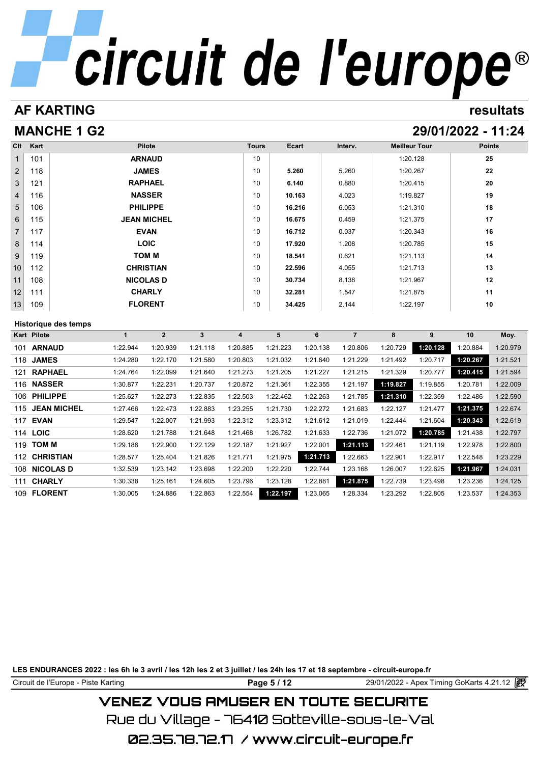# circuit de l'europe®

## AF KARTING

resultats

## MANCHE 1 G2

29/01/2022 - 11:24

| Clt | Kart | Pilote | Tours | Ecart | Interv. | Meilleur Tour | Points |
|---|---|---|---|---|---|---|---|
| 1 | 101 | ARNAUD | 10 | | | 1:20.128 | 25 |
| 2 | 118 | JAMES | 10 | 5.260 | 5.260 | 1:20.267 | 22 |
| 3 | 121 | RAPHAEL | 10 | 6.140 | 0.880 | 1:20.415 | 20 |
| 4 | 116 | NASSER | 10 | 10.163 | 4.023 | 1:19.827 | 19 |
| 5 | 106 | PHILIPPE | 10 | 16.216 | 6.053 | 1:21.310 | 18 |
| 6 | 115 | JEAN MICHEL | 10 | 16.675 | 0.459 | 1:21.375 | 17 |
| 7 | 117 | EVAN | 10 | 16.712 | 0.037 | 1:20.343 | 16 |
| 8 | 114 | LOIC | 10 | 17.920 | 1.208 | 1:20.785 | 15 |
| 9 | 119 | TOM M | 10 | 18.541 | 0.621 | 1:21.113 | 14 |
| 10 | 112 | CHRISTIAN | 10 | 22.596 | 4.055 | 1:21.713 | 13 |
| 11 | 108 | NICOLAS D | 10 | 30.734 | 8.138 | 1:21.967 | 12 |
| 12 | 111 | CHARLY | 10 | 32.281 | 1.547 | 1:21.875 | 11 |
| 13 | 109 | FLORENT | 10 | 34.425 | 2.144 | 1:22.197 | 10 |

### Historique des temps

| Kart | Pilote | 1 | 2 | 3 | 4 | 5 | 6 | 7 | 8 | 9 | 10 | Moy. |
|---|---|---|---|---|---|---|---|---|---|---|---|---|
| 101 | ARNAUD | 1:22.944 | 1:20.939 | 1:21.118 | 1:20.885 | 1:21.223 | 1:20.138 | 1:20.806 | 1:20.729 | **1:20.128** | 1:20.884 | 1:20.979 |
| 118 | JAMES | 1:24.280 | 1:22.170 | 1:21.580 | 1:20.803 | 1:21.032 | 1:21.640 | 1:21.229 | 1:21.492 | 1:20.717 | **1:20.267** | 1:21.521 |
| 121 | RAPHAEL | 1:24.764 | 1:22.099 | 1:21.640 | 1:21.273 | 1:21.205 | 1:21.227 | 1:21.215 | 1:21.329 | 1:20.777 | **1:20.415** | 1:21.594 |
| 116 | NASSER | 1:30.877 | 1:22.231 | 1:20.737 | 1:20.872 | 1:21.361 | 1:22.355 | 1:21.197 | **1:19.827** | 1:19.855 | 1:20.781 | 1:22.009 |
| 106 | PHILIPPE | 1:25.627 | 1:22.273 | 1:22.835 | 1:22.503 | 1:22.462 | 1:22.263 | 1:21.785 | **1:21.310** | 1:22.359 | 1:22.486 | 1:22.590 |
| 115 | JEAN MICHEL | 1:27.466 | 1:22.473 | 1:22.883 | 1:23.255 | 1:21.730 | 1:22.272 | 1:21.683 | 1:22.127 | 1:21.477 | **1:21.375** | 1:22.674 |
| 117 | EVAN | 1:29.547 | 1:22.007 | 1:21.993 | 1:22.312 | 1:23.312 | 1:21.612 | 1:21.019 | 1:22.444 | 1:21.604 | **1:20.343** | 1:22.619 |
| 114 | LOIC | 1:28.620 | 1:21.788 | 1:21.648 | 1:21.468 | 1:26.782 | 1:21.633 | 1:22.736 | 1:21.072 | **1:20.785** | 1:21.438 | 1:22.797 |
| 119 | TOM M | 1:29.186 | 1:22.900 | 1:22.129 | 1:22.187 | 1:21.927 | 1:22.001 | **1:21.113** | 1:22.461 | 1:21.119 | 1:22.978 | 1:22.800 |
| 112 | CHRISTIAN | 1:28.577 | 1:25.404 | 1:21.826 | 1:21.771 | 1:21.975 | **1:21.713** | 1:22.663 | 1:22.901 | 1:22.917 | 1:22.548 | 1:23.229 |
| 108 | NICOLAS D | 1:32.539 | 1:23.142 | 1:23.698 | 1:22.200 | 1:22.220 | 1:22.744 | 1:23.168 | 1:26.007 | 1:22.625 | **1:21.967** | 1:24.031 |
| 111 | CHARLY | 1:30.338 | 1:25.161 | 1:24.605 | 1:23.796 | 1:23.128 | 1:22.881 | **1:21.875** | 1:22.739 | 1:23.498 | 1:23.236 | 1:24.125 |
| 109 | FLORENT | 1:30.005 | 1:24.886 | 1:22.863 | 1:22.554 | **1:22.197** | 1:23.065 | 1:28.334 | 1:23.292 | 1:22.805 | 1:23.537 | 1:24.353 |

**LES ENDURANCES 2022 : les 6h le 3 avril / les 12h les 2 et 3 juillet / les 24h les 17 et 18 septembre - circuit-europe.fr**

Circuit de l'Europe - Piste Karting — 29/01/2022 - Apex Timing GoKarts 4.21.12

VENEZ VOUS AMUSER EN TOUTE SECURITE

Rue du Village - 76410 Sotteville-sous-le-Val

02.35.78.72.17 / www.circuit-europe.fr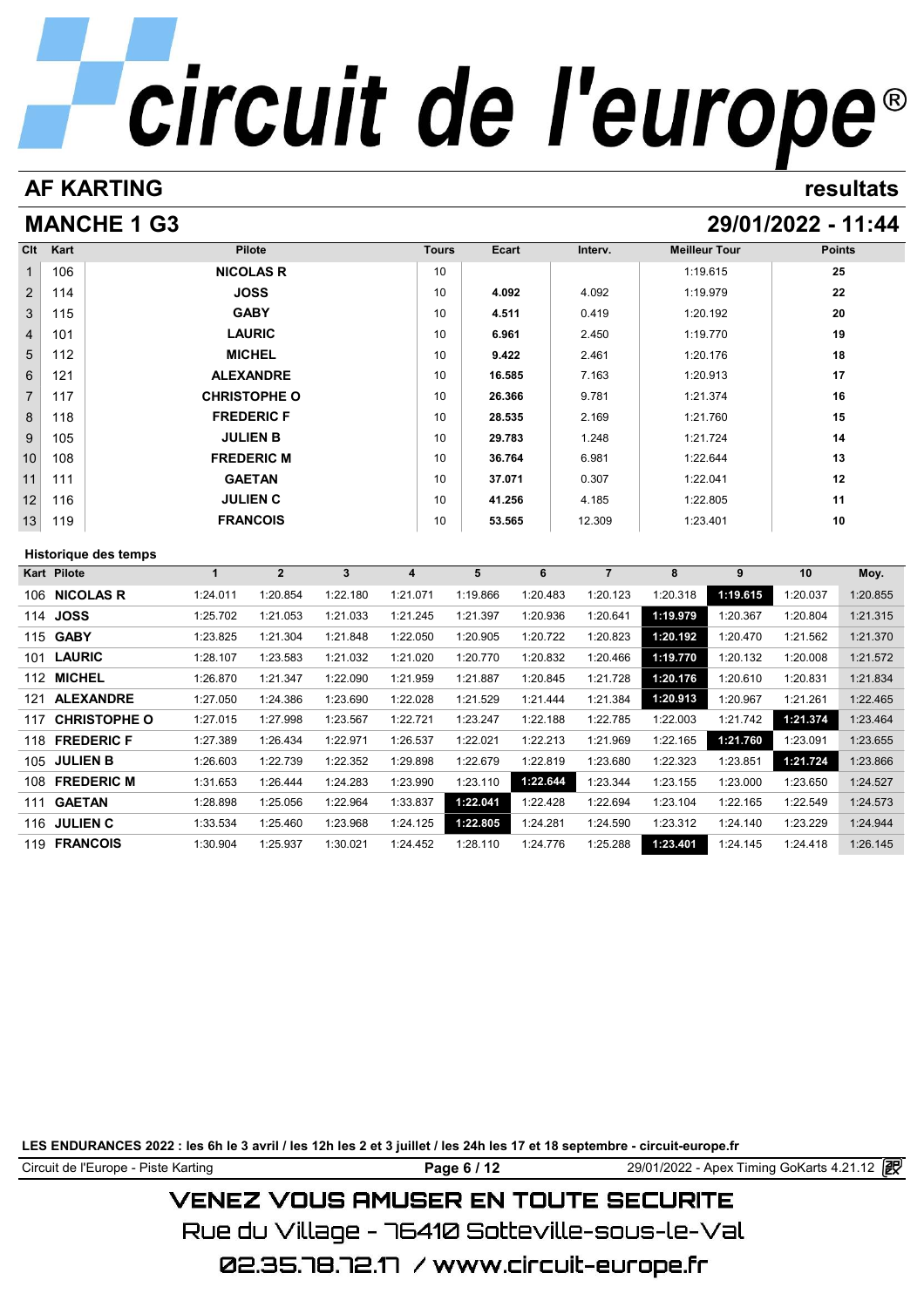# circuit de l'europe®

## AF KARTING

resultats

## MANCHE 1 G3

29/01/2022 - 11:44

| Clt | Kart | Pilote | Tours | Ecart | Interv. | Meilleur Tour | Points |
|---|---|---|---|---|---|---|---|
| 1 | 106 | NICOLAS R | 10 | | | 1:19.615 | 25 |
| 2 | 114 | JOSS | 10 | 4.092 | 4.092 | 1:19.979 | 22 |
| 3 | 115 | GABY | 10 | 4.511 | 0.419 | 1:20.192 | 20 |
| 4 | 101 | LAURIC | 10 | 6.961 | 2.450 | 1:19.770 | 19 |
| 5 | 112 | MICHEL | 10 | 9.422 | 2.461 | 1:20.176 | 18 |
| 6 | 121 | ALEXANDRE | 10 | 16.585 | 7.163 | 1:20.913 | 17 |
| 7 | 117 | CHRISTOPHE O | 10 | 26.366 | 9.781 | 1:21.374 | 16 |
| 8 | 118 | FREDERIC F | 10 | 28.535 | 2.169 | 1:21.760 | 15 |
| 9 | 105 | JULIEN B | 10 | 29.783 | 1.248 | 1:21.724 | 14 |
| 10 | 108 | FREDERIC M | 10 | 36.764 | 6.981 | 1:22.644 | 13 |
| 11 | 111 | GAETAN | 10 | 37.071 | 0.307 | 1:22.041 | 12 |
| 12 | 116 | JULIEN C | 10 | 41.256 | 4.185 | 1:22.805 | 11 |
| 13 | 119 | FRANCOIS | 10 | 53.565 | 12.309 | 1:23.401 | 10 |

### Historique des temps

| Kart | Pilote | 1 | 2 | 3 | 4 | 5 | 6 | 7 | 8 | 9 | 10 | Moy. |
|---|---|---|---|---|---|---|---|---|---|---|---|---|
| 106 | NICOLAS R | 1:24.011 | 1:20.854 | 1:22.180 | 1:21.071 | 1:19.866 | 1:20.483 | 1:20.123 | 1:20.318 | **1:19.615** | 1:20.037 | 1:20.855 |
| 114 | JOSS | 1:25.702 | 1:21.053 | 1:21.033 | 1:21.245 | 1:21.397 | 1:20.936 | 1:20.641 | **1:19.979** | 1:20.367 | 1:20.804 | 1:21.315 |
| 115 | GABY | 1:23.825 | 1:21.304 | 1:21.848 | 1:22.050 | 1:20.905 | 1:20.722 | 1:20.823 | **1:20.192** | 1:20.470 | 1:21.562 | 1:21.370 |
| 101 | LAURIC | 1:28.107 | 1:23.583 | 1:21.032 | 1:21.020 | 1:20.770 | 1:20.832 | 1:20.466 | **1:19.770** | 1:20.132 | 1:20.008 | 1:21.572 |
| 112 | MICHEL | 1:26.870 | 1:21.347 | 1:22.090 | 1:21.959 | 1:21.887 | 1:20.845 | 1:21.728 | **1:20.176** | 1:20.610 | 1:20.831 | 1:21.834 |
| 121 | ALEXANDRE | 1:27.050 | 1:24.386 | 1:23.690 | 1:22.028 | 1:21.529 | 1:21.444 | 1:21.384 | **1:20.913** | 1:20.967 | 1:21.261 | 1:22.465 |
| 117 | CHRISTOPHE O | 1:27.015 | 1:27.998 | 1:23.567 | 1:22.721 | 1:23.247 | 1:22.188 | 1:22.785 | 1:22.003 | 1:21.742 | **1:21.374** | 1:23.464 |
| 118 | FREDERIC F | 1:27.389 | 1:26.434 | 1:22.971 | 1:26.537 | 1:22.021 | 1:22.213 | 1:21.969 | 1:22.165 | **1:21.760** | 1:23.091 | 1:23.655 |
| 105 | JULIEN B | 1:26.603 | 1:22.739 | 1:22.352 | 1:29.898 | 1:22.679 | 1:22.819 | 1:23.680 | 1:22.323 | 1:23.851 | **1:21.724** | 1:23.866 |
| 108 | FREDERIC M | 1:31.653 | 1:26.444 | 1:24.283 | 1:23.990 | 1:23.110 | **1:22.644** | 1:23.344 | 1:23.155 | 1:23.000 | 1:23.650 | 1:24.527 |
| 111 | GAETAN | 1:28.898 | 1:25.056 | 1:22.964 | 1:33.837 | **1:22.041** | 1:22.428 | 1:22.694 | 1:23.104 | 1:22.165 | 1:22.549 | 1:24.573 |
| 116 | JULIEN C | 1:33.534 | 1:25.460 | 1:23.968 | 1:24.125 | **1:22.805** | 1:24.281 | 1:24.590 | 1:23.312 | 1:24.140 | 1:23.229 | 1:24.944 |
| 119 | FRANCOIS | 1:30.904 | 1:25.937 | 1:30.021 | 1:24.452 | 1:28.110 | 1:24.776 | 1:25.288 | **1:23.401** | 1:24.145 | 1:24.418 | 1:26.145 |

**LES ENDURANCES 2022 : les 6h le 3 avril / les 12h les 2 et 3 juillet / les 24h les 17 et 18 septembre - circuit-europe.fr**

Circuit de l'Europe - Piste Karting — 29/01/2022 - Apex Timing GoKarts 4.21.12

VENEZ VOUS AMUSER EN TOUTE SECURITE

Rue du Village - 76410 Sotteville-sous-le-Val

02.35.78.72.17 / www.circuit-europe.fr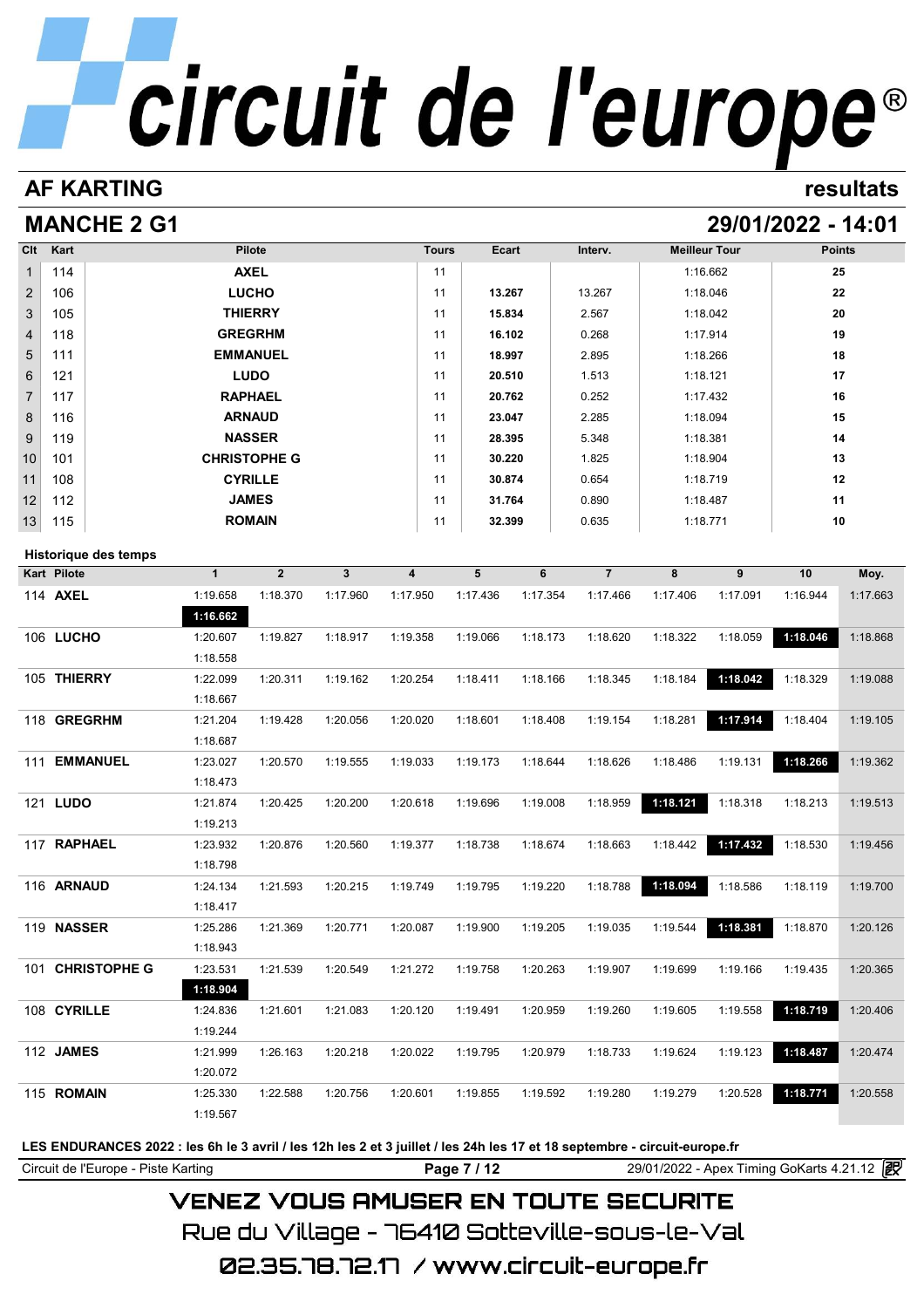# circuit de l'europe®

## AF KARTING

resultats

## MANCHE 2 G1

29/01/2022 - 14:01

| Clt | Kart | Pilote | Tours | Ecart | Interv. | Meilleur Tour | Points |
|---|---|---|---|---|---|---|---|
| 1 | 114 | AXEL | 11 | | | 1:16.662 | 25 |
| 2 | 106 | LUCHO | 11 | 13.267 | 13.267 | 1:18.046 | 22 |
| 3 | 105 | THIERRY | 11 | 15.834 | 2.567 | 1:18.042 | 20 |
| 4 | 118 | GREGRHM | 11 | 16.102 | 0.268 | 1:17.914 | 19 |
| 5 | 111 | EMMANUEL | 11 | 18.997 | 2.895 | 1:18.266 | 18 |
| 6 | 121 | LUDO | 11 | 20.510 | 1.513 | 1:18.121 | 17 |
| 7 | 117 | RAPHAEL | 11 | 20.762 | 0.252 | 1:17.432 | 16 |
| 8 | 116 | ARNAUD | 11 | 23.047 | 2.285 | 1:18.094 | 15 |
| 9 | 119 | NASSER | 11 | 28.395 | 5.348 | 1:18.381 | 14 |
| 10 | 101 | CHRISTOPHE G | 11 | 30.220 | 1.825 | 1:18.904 | 13 |
| 11 | 108 | CYRILLE | 11 | 30.874 | 0.654 | 1:18.719 | 12 |
| 12 | 112 | JAMES | 11 | 31.764 | 0.890 | 1:18.487 | 11 |
| 13 | 115 | ROMAIN | 11 | 32.399 | 0.635 | 1:18.771 | 10 |

### Historique des temps

| Kart | Pilote | 1 | 2 | 3 | 4 | 5 | 6 | 7 | 8 | 9 | 10 | Moy. |
|---|---|---|---|---|---|---|---|---|---|---|---|---|
| 114 | AXEL | 1:19.658 | 1:18.370 | 1:17.960 | 1:17.950 | 1:17.436 | 1:17.354 | 1:17.466 | 1:17.406 | 1:17.091 | 1:16.944 | 1:17.663 |
| | | **1:16.662** | | | | | | | | | | |
| 106 | LUCHO | 1:20.607 | 1:19.827 | 1:18.917 | 1:19.358 | 1:19.066 | 1:18.173 | 1:18.620 | 1:18.322 | 1:18.059 | **1:18.046** | 1:18.868 |
| | | 1:18.558 | | | | | | | | | | |
| 105 | THIERRY | 1:22.099 | 1:20.311 | 1:19.162 | 1:20.254 | 1:18.411 | 1:18.166 | 1:18.345 | 1:18.184 | **1:18.042** | 1:18.329 | 1:19.088 |
| | | 1:18.667 | | | | | | | | | | |
| 118 | GREGRHM | 1:21.204 | 1:19.428 | 1:20.056 | 1:20.020 | 1:18.601 | 1:18.408 | 1:19.154 | 1:18.281 | **1:17.914** | 1:18.404 | 1:19.105 |
| | | 1:18.687 | | | | | | | | | | |
| 111 | EMMANUEL | 1:23.027 | 1:20.570 | 1:19.555 | 1:19.033 | 1:19.173 | 1:18.644 | 1:18.626 | 1:18.486 | 1:19.131 | **1:18.266** | 1:19.362 |
| | | 1:18.473 | | | | | | | | | | |
| 121 | LUDO | 1:21.874 | 1:20.425 | 1:20.200 | 1:20.618 | 1:19.696 | 1:19.008 | 1:18.959 | **1:18.121** | 1:18.318 | 1:18.213 | 1:19.513 |
| | | 1:19.213 | | | | | | | | | | |
| 117 | RAPHAEL | 1:23.932 | 1:20.876 | 1:20.560 | 1:19.377 | 1:18.738 | 1:18.674 | 1:18.663 | 1:18.442 | **1:17.432** | 1:18.530 | 1:19.456 |
| | | 1:18.798 | | | | | | | | | | |
| 116 | ARNAUD | 1:24.134 | 1:21.593 | 1:20.215 | 1:19.749 | 1:19.795 | 1:19.220 | 1:18.788 | **1:18.094** | 1:18.586 | 1:18.119 | 1:19.700 |
| | | 1:18.417 | | | | | | | | | | |
| 119 | NASSER | 1:25.286 | 1:21.369 | 1:20.771 | 1:20.087 | 1:19.900 | 1:19.205 | 1:19.035 | 1:19.544 | **1:18.381** | 1:18.870 | 1:20.126 |
| | | 1:18.943 | | | | | | | | | | |
| 101 | CHRISTOPHE G | 1:23.531 | 1:21.539 | 1:20.549 | 1:21.272 | 1:19.758 | 1:20.263 | 1:19.907 | 1:19.699 | 1:19.166 | 1:19.435 | 1:20.365 |
| | | **1:18.904** | | | | | | | | | | |
| 108 | CYRILLE | 1:24.836 | 1:21.601 | 1:21.083 | 1:20.120 | 1:19.491 | 1:20.959 | 1:19.260 | 1:19.605 | 1:19.558 | **1:18.719** | 1:20.406 |
| | | 1:19.244 | | | | | | | | | | |
| 112 | JAMES | 1:21.999 | 1:26.163 | 1:20.218 | 1:20.022 | 1:19.795 | 1:20.979 | 1:18.733 | 1:19.624 | 1:19.123 | **1:18.487** | 1:20.474 |
| | | 1:20.072 | | | | | | | | | | |
| 115 | ROMAIN | 1:25.330 | 1:22.588 | 1:20.756 | 1:20.601 | 1:19.855 | 1:19.592 | 1:19.280 | 1:19.279 | 1:20.528 | **1:18.771** | 1:20.558 |
| | | 1:19.567 | | | | | | | | | | |

**LES ENDURANCES 2022 : les 6h le 3 avril / les 12h les 2 et 3 juillet / les 24h les 17 et 18 septembre - circuit-europe.fr**

Circuit de l'Europe - Piste Karting | 29/01/2022 - Apex Timing GoKarts 4.21.12

VENEZ VOUS AMUSER EN TOUTE SECURITE

Rue du Village - 76410 Sotteville-sous-le-Val

02.35.78.72.17 / www.circuit-europe.fr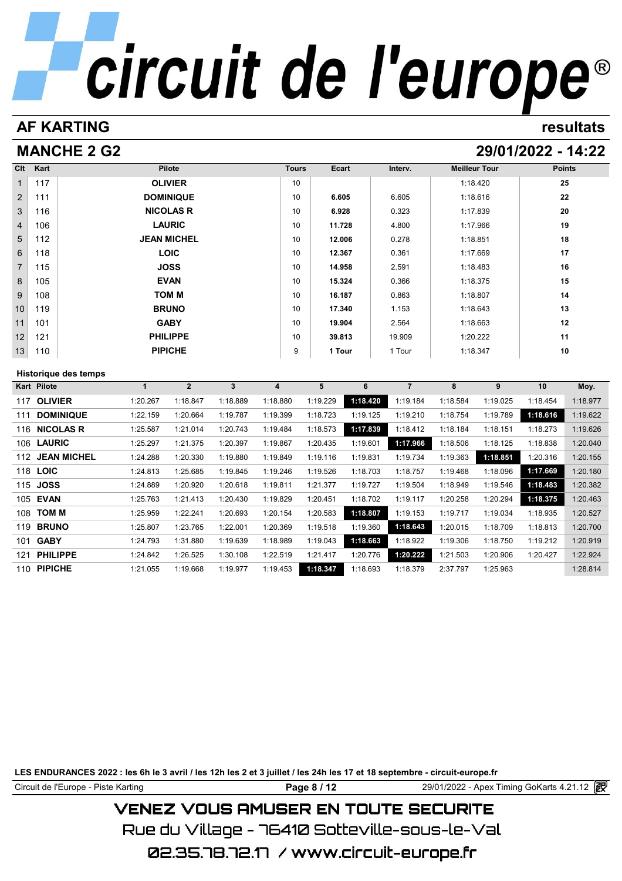# circuit de l'europe®

## AF KARTING

resultats

## MANCHE 2 G2

29/01/2022 - 14:22

| Clt | Kart | Pilote | Tours | Ecart | Interv. | Meilleur Tour | Points |
|---|---|---|---|---|---|---|---|
| 1 | 117 | OLIVIER | 10 | | | 1:18.420 | 25 |
| 2 | 111 | DOMINIQUE | 10 | 6.605 | 6.605 | 1:18.616 | 22 |
| 3 | 116 | NICOLAS R | 10 | 6.928 | 0.323 | 1:17.839 | 20 |
| 4 | 106 | LAURIC | 10 | 11.728 | 4.800 | 1:17.966 | 19 |
| 5 | 112 | JEAN MICHEL | 10 | 12.006 | 0.278 | 1:18.851 | 18 |
| 6 | 118 | LOIC | 10 | 12.367 | 0.361 | 1:17.669 | 17 |
| 7 | 115 | JOSS | 10 | 14.958 | 2.591 | 1:18.483 | 16 |
| 8 | 105 | EVAN | 10 | 15.324 | 0.366 | 1:18.375 | 15 |
| 9 | 108 | TOM M | 10 | 16.187 | 0.863 | 1:18.807 | 14 |
| 10 | 119 | BRUNO | 10 | 17.340 | 1.153 | 1:18.643 | 13 |
| 11 | 101 | GABY | 10 | 19.904 | 2.564 | 1:18.663 | 12 |
| 12 | 121 | PHILIPPE | 10 | 39.813 | 19.909 | 1:20.222 | 11 |
| 13 | 110 | PIPICHE | 9 | 1 Tour | 1 Tour | 1:18.347 | 10 |

### Historique des temps

| Kart | Pilote | 1 | 2 | 3 | 4 | 5 | 6 | 7 | 8 | 9 | 10 | Moy. |
|---|---|---|---|---|---|---|---|---|---|---|---|---|
| 117 | OLIVIER | 1:20.267 | 1:18.847 | 1:18.889 | 1:18.880 | 1:19.229 | **1:18.420** | 1:19.184 | 1:18.584 | 1:19.025 | 1:18.454 | 1:18.977 |
| 111 | DOMINIQUE | 1:22.159 | 1:20.664 | 1:19.787 | 1:19.399 | 1:18.723 | 1:19.125 | 1:19.210 | 1:18.754 | 1:19.789 | **1:18.616** | 1:19.622 |
| 116 | NICOLAS R | 1:25.587 | 1:21.014 | 1:20.743 | 1:19.484 | 1:18.573 | **1:17.839** | 1:18.412 | 1:18.184 | 1:18.151 | 1:18.273 | 1:19.626 |
| 106 | LAURIC | 1:25.297 | 1:21.375 | 1:20.397 | 1:19.867 | 1:20.435 | 1:19.601 | **1:17.966** | 1:18.506 | 1:18.125 | 1:18.838 | 1:20.040 |
| 112 | JEAN MICHEL | 1:24.288 | 1:20.330 | 1:19.880 | 1:19.849 | 1:19.116 | 1:19.831 | 1:19.734 | 1:19.363 | **1:18.851** | 1:20.316 | 1:20.155 |
| 118 | LOIC | 1:24.813 | 1:25.685 | 1:19.845 | 1:19.246 | 1:19.526 | 1:18.703 | 1:18.757 | 1:19.468 | 1:18.096 | **1:17.669** | 1:20.180 |
| 115 | JOSS | 1:24.889 | 1:20.920 | 1:20.618 | 1:19.811 | 1:21.377 | 1:19.727 | 1:19.504 | 1:18.949 | 1:19.546 | **1:18.483** | 1:20.382 |
| 105 | EVAN | 1:25.763 | 1:21.413 | 1:20.430 | 1:19.829 | 1:20.451 | 1:18.702 | 1:19.117 | 1:20.258 | 1:20.294 | **1:18.375** | 1:20.463 |
| 108 | TOM M | 1:25.959 | 1:22.241 | 1:20.693 | 1:20.154 | 1:20.583 | **1:18.807** | 1:19.153 | 1:19.717 | 1:19.034 | 1:18.935 | 1:20.527 |
| 119 | BRUNO | 1:25.807 | 1:23.765 | 1:22.001 | 1:20.369 | 1:19.518 | 1:19.360 | **1:18.643** | 1:20.015 | 1:18.709 | 1:18.813 | 1:20.700 |
| 101 | GABY | 1:24.793 | 1:31.880 | 1:19.639 | 1:18.989 | 1:19.043 | **1:18.663** | 1:18.922 | 1:19.306 | 1:18.750 | 1:19.212 | 1:20.919 |
| 121 | PHILIPPE | 1:24.842 | 1:26.525 | 1:30.108 | 1:22.519 | 1:21.417 | 1:20.776 | **1:20.222** | 1:21.503 | 1:20.906 | 1:20.427 | 1:22.924 |
| 110 | PIPICHE | 1:21.055 | 1:19.668 | 1:19.977 | 1:19.453 | **1:18.347** | 1:18.693 | 1:18.379 | 2:37.797 | 1:25.963 | | 1:28.814 |

**LES ENDURANCES 2022 : les 6h le 3 avril / les 12h les 2 et 3 juillet / les 24h les 17 et 18 septembre - circuit-europe.fr**

Circuit de l'Europe - Piste Karting — 29/01/2022 - Apex Timing GoKarts 4.21.12

VENEZ VOUS AMUSER EN TOUTE SECURITE

Rue du Village - 76410 Sotteville-sous-le-Val

02.35.78.72.17 / www.circuit-europe.fr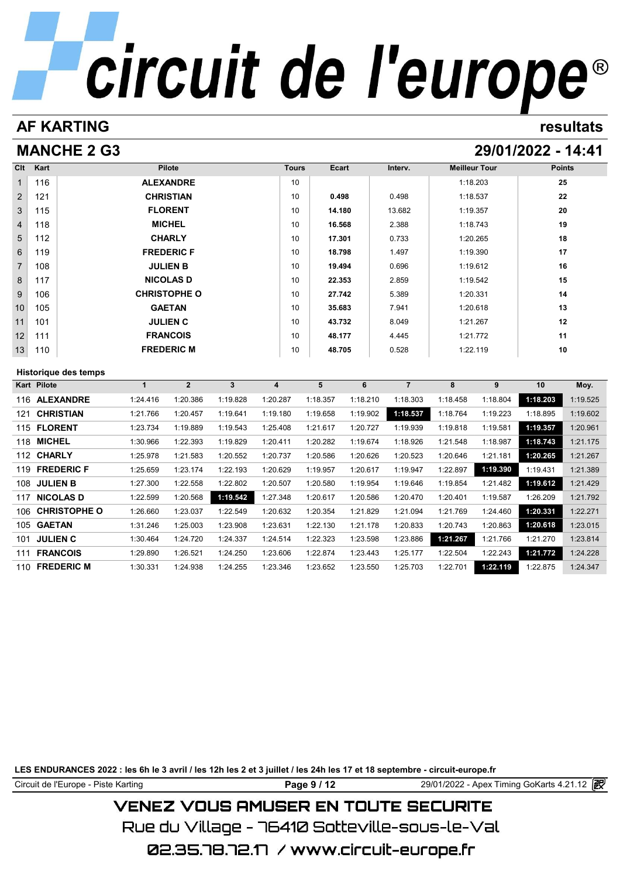circuit de l'europe®

## AF KARTING

resultats

## MANCHE 2 G3

29/01/2022 - 14:41

| Clt | Kart | Pilote | Tours | Ecart | Interv. | Meilleur Tour | Points |
|---|---|---|---|---|---|---|---|
| 1 | 116 | ALEXANDRE | 10 | | | 1:18.203 | 25 |
| 2 | 121 | CHRISTIAN | 10 | 0.498 | 0.498 | 1:18.537 | 22 |
| 3 | 115 | FLORENT | 10 | 14.180 | 13.682 | 1:19.357 | 20 |
| 4 | 118 | MICHEL | 10 | 16.568 | 2.388 | 1:18.743 | 19 |
| 5 | 112 | CHARLY | 10 | 17.301 | 0.733 | 1:20.265 | 18 |
| 6 | 119 | FREDERIC F | 10 | 18.798 | 1.497 | 1:19.390 | 17 |
| 7 | 108 | JULIEN B | 10 | 19.494 | 0.696 | 1:19.612 | 16 |
| 8 | 117 | NICOLAS D | 10 | 22.353 | 2.859 | 1:19.542 | 15 |
| 9 | 106 | CHRISTOPHE O | 10 | 27.742 | 5.389 | 1:20.331 | 14 |
| 10 | 105 | GAETAN | 10 | 35.683 | 7.941 | 1:20.618 | 13 |
| 11 | 101 | JULIEN C | 10 | 43.732 | 8.049 | 1:21.267 | 12 |
| 12 | 111 | FRANCOIS | 10 | 48.177 | 4.445 | 1:21.772 | 11 |
| 13 | 110 | FREDERIC M | 10 | 48.705 | 0.528 | 1:22.119 | 10 |

### Historique des temps

| Kart | Pilote | 1 | 2 | 3 | 4 | 5 | 6 | 7 | 8 | 9 | 10 | Moy. |
|---|---|---|---|---|---|---|---|---|---|---|---|---|
| 116 | ALEXANDRE | 1:24.416 | 1:20.386 | 1:19.828 | 1:20.287 | 1:18.357 | 1:18.210 | 1:18.303 | 1:18.458 | 1:18.804 | **1:18.203** | 1:19.525 |
| 121 | CHRISTIAN | 1:21.766 | 1:20.457 | 1:19.641 | 1:19.180 | 1:19.658 | 1:19.902 | **1:18.537** | 1:18.764 | 1:19.223 | 1:18.895 | 1:19.602 |
| 115 | FLORENT | 1:23.734 | 1:19.889 | 1:19.543 | 1:25.408 | 1:21.617 | 1:20.727 | 1:19.939 | 1:19.818 | 1:19.581 | **1:19.357** | 1:20.961 |
| 118 | MICHEL | 1:30.966 | 1:22.393 | 1:19.829 | 1:20.411 | 1:20.282 | 1:19.674 | 1:18.926 | 1:21.548 | 1:18.987 | **1:18.743** | 1:21.175 |
| 112 | CHARLY | 1:25.978 | 1:21.583 | 1:20.552 | 1:20.737 | 1:20.586 | 1:20.626 | 1:20.523 | 1:20.646 | 1:21.181 | **1:20.265** | 1:21.267 |
| 119 | FREDERIC F | 1:25.659 | 1:23.174 | 1:22.193 | 1:20.629 | 1:19.957 | 1:20.617 | 1:19.947 | 1:22.897 | **1:19.390** | 1:19.431 | 1:21.389 |
| 108 | JULIEN B | 1:27.300 | 1:22.558 | 1:22.802 | 1:20.507 | 1:20.580 | 1:19.954 | 1:19.646 | 1:19.854 | 1:21.482 | **1:19.612** | 1:21.429 |
| 117 | NICOLAS D | 1:22.599 | 1:20.568 | **1:19.542** | 1:27.348 | 1:20.617 | 1:20.586 | 1:20.470 | 1:20.401 | 1:19.587 | 1:26.209 | 1:21.792 |
| 106 | CHRISTOPHE O | 1:26.660 | 1:23.037 | 1:22.549 | 1:20.632 | 1:20.354 | 1:21.829 | 1:21.094 | 1:21.769 | 1:24.460 | **1:20.331** | 1:22.271 |
| 105 | GAETAN | 1:31.246 | 1:25.003 | 1:23.908 | 1:23.631 | 1:22.130 | 1:21.178 | 1:20.833 | 1:20.743 | 1:20.863 | **1:20.618** | 1:23.015 |
| 101 | JULIEN C | 1:30.464 | 1:24.720 | 1:24.337 | 1:24.514 | 1:22.323 | 1:23.598 | 1:23.886 | **1:21.267** | 1:21.766 | 1:21.270 | 1:23.814 |
| 111 | FRANCOIS | 1:29.890 | 1:26.521 | 1:24.250 | 1:23.606 | 1:22.874 | 1:23.443 | 1:25.177 | 1:22.504 | 1:22.243 | **1:21.772** | 1:24.228 |
| 110 | FREDERIC M | 1:30.331 | 1:24.938 | 1:24.255 | 1:23.346 | 1:23.652 | 1:23.550 | 1:25.703 | 1:22.701 | **1:22.119** | 1:22.875 | 1:24.347 |

**LES ENDURANCES 2022 : les 6h le 3 avril / les 12h les 2 et 3 juillet / les 24h les 17 et 18 septembre - circuit-europe.fr**

Circuit de l'Europe - Piste Karting — 29/01/2022 - Apex Timing GoKarts 4.21.12

VENEZ VOUS AMUSER EN TOUTE SECURITE

Rue du Village - 76410 Sotteville-sous-le-Val

02.35.78.72.17 / www.circuit-europe.fr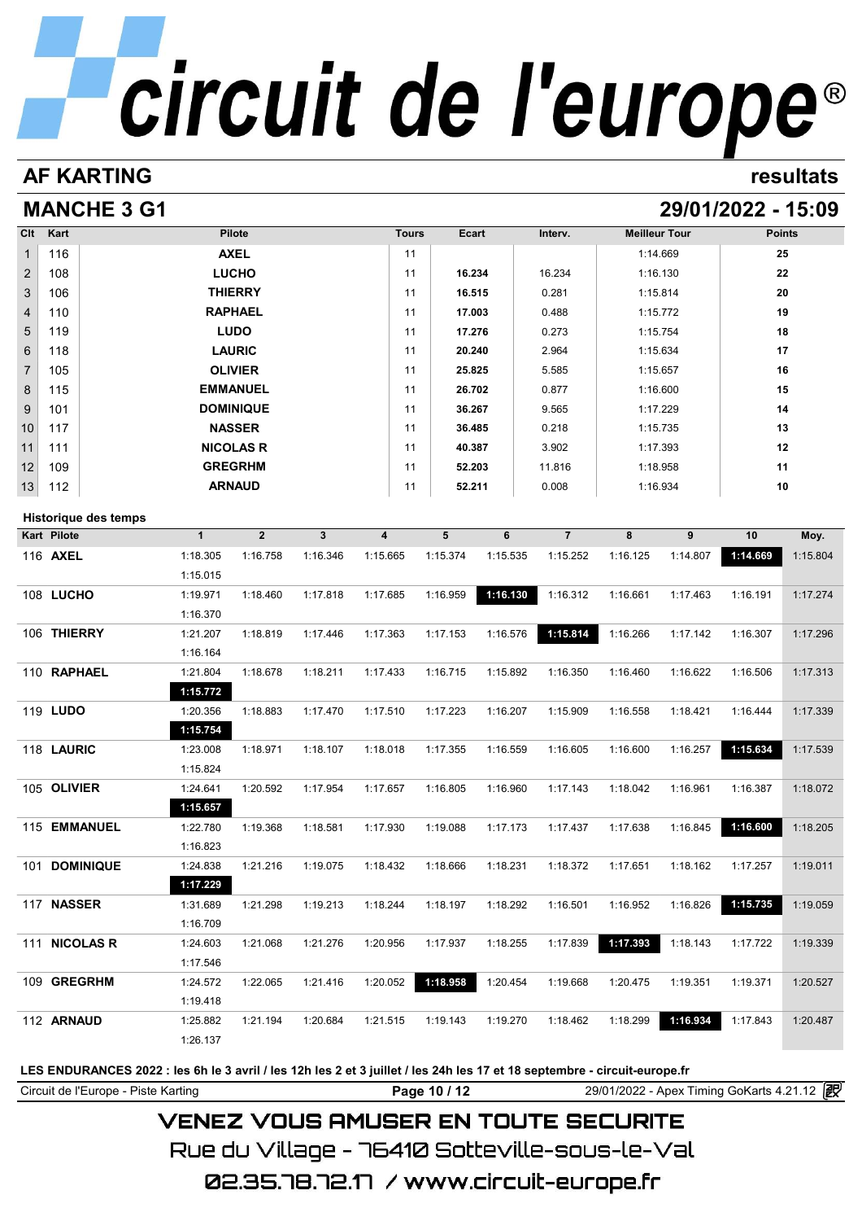# circuit de l'europe®

## AF KARTING

resultats

## MANCHE 3 G1

29/01/2022 - 15:09

| Clt | Kart | Pilote | Tours | Ecart | Interv. | Meilleur Tour | Points |
|---|---|---|---|---|---|---|---|
| 1 | 116 | AXEL | 11 | | | 1:14.669 | 25 |
| 2 | 108 | LUCHO | 11 | 16.234 | 16.234 | 1:16.130 | 22 |
| 3 | 106 | THIERRY | 11 | 16.515 | 0.281 | 1:15.814 | 20 |
| 4 | 110 | RAPHAEL | 11 | 17.003 | 0.488 | 1:15.772 | 19 |
| 5 | 119 | LUDO | 11 | 17.276 | 0.273 | 1:15.754 | 18 |
| 6 | 118 | LAURIC | 11 | 20.240 | 2.964 | 1:15.634 | 17 |
| 7 | 105 | OLIVIER | 11 | 25.825 | 5.585 | 1:15.657 | 16 |
| 8 | 115 | EMMANUEL | 11 | 26.702 | 0.877 | 1:16.600 | 15 |
| 9 | 101 | DOMINIQUE | 11 | 36.267 | 9.565 | 1:17.229 | 14 |
| 10 | 117 | NASSER | 11 | 36.485 | 0.218 | 1:15.735 | 13 |
| 11 | 111 | NICOLAS R | 11 | 40.387 | 3.902 | 1:17.393 | 12 |
| 12 | 109 | GREGRHM | 11 | 52.203 | 11.816 | 1:18.958 | 11 |
| 13 | 112 | ARNAUD | 11 | 52.211 | 0.008 | 1:16.934 | 10 |

### Historique des temps

| Kart | Pilote | 1 | 2 | 3 | 4 | 5 | 6 | 7 | 8 | 9 | 10 | 11 | Moy. |
|---|---|---|---|---|---|---|---|---|---|---|---|---|---|
| 116 | AXEL | 1:18.305 | 1:16.758 | 1:16.346 | 1:15.665 | 1:15.374 | 1:15.535 | 1:15.252 | 1:16.125 | 1:14.807 | **1:14.669** | 1:15.015 | 1:15.804 |
| 108 | LUCHO | 1:19.971 | 1:18.460 | 1:17.818 | 1:17.685 | 1:16.959 | **1:16.130** | 1:16.312 | 1:16.661 | 1:17.463 | 1:16.191 | 1:16.370 | 1:17.274 |
| 106 | THIERRY | 1:21.207 | 1:18.819 | 1:17.446 | 1:17.363 | 1:17.153 | 1:16.576 | **1:15.814** | 1:16.266 | 1:17.142 | 1:16.307 | 1:16.164 | 1:17.296 |
| 110 | RAPHAEL | 1:21.804 | 1:18.678 | 1:18.211 | 1:17.433 | 1:16.715 | 1:15.892 | 1:16.350 | 1:16.460 | 1:16.622 | 1:16.506 | **1:15.772** | 1:17.313 |
| 119 | LUDO | 1:20.356 | 1:18.883 | 1:17.470 | 1:17.510 | 1:17.223 | 1:16.207 | 1:15.909 | 1:16.558 | 1:18.421 | 1:16.444 | **1:15.754** | 1:17.339 |
| 118 | LAURIC | 1:23.008 | 1:18.971 | 1:18.107 | 1:18.018 | 1:17.355 | 1:16.559 | 1:16.605 | 1:16.600 | 1:16.257 | **1:15.634** | 1:15.824 | 1:17.539 |
| 105 | OLIVIER | 1:24.641 | 1:20.592 | 1:17.954 | 1:17.657 | 1:16.805 | 1:16.960 | 1:17.143 | 1:18.042 | 1:16.961 | 1:16.387 | **1:15.657** | 1:18.072 |
| 115 | EMMANUEL | 1:22.780 | 1:19.368 | 1:18.581 | 1:17.930 | 1:19.088 | 1:17.173 | 1:17.437 | 1:17.638 | 1:16.845 | **1:16.600** | 1:16.823 | 1:18.205 |
| 101 | DOMINIQUE | 1:24.838 | 1:21.216 | 1:19.075 | 1:18.432 | 1:18.666 | 1:18.231 | 1:18.372 | 1:17.651 | 1:18.162 | 1:17.257 | **1:17.229** | 1:19.011 |
| 117 | NASSER | 1:31.689 | 1:21.298 | 1:19.213 | 1:18.244 | 1:18.197 | 1:18.292 | 1:16.501 | 1:16.952 | 1:16.826 | **1:15.735** | 1:16.709 | 1:19.059 |
| 111 | NICOLAS R | 1:24.603 | 1:21.068 | 1:21.276 | 1:20.956 | 1:17.937 | 1:18.255 | 1:17.839 | **1:17.393** | 1:18.143 | 1:17.722 | 1:17.546 | 1:19.339 |
| 109 | GREGRHM | 1:24.572 | 1:22.065 | 1:21.416 | 1:20.052 | **1:18.958** | 1:20.454 | 1:19.668 | 1:20.475 | 1:19.351 | 1:19.371 | 1:19.418 | 1:20.527 |
| 112 | ARNAUD | 1:25.882 | 1:21.194 | 1:20.684 | 1:21.515 | 1:19.143 | 1:19.270 | 1:18.462 | 1:18.299 | **1:16.934** | 1:17.843 | 1:26.137 | 1:20.487 |

**LES ENDURANCES 2022 : les 6h le 3 avril / les 12h les 2 et 3 juillet / les 24h les 17 et 18 septembre - circuit-europe.fr**

Circuit de l'Europe - Piste Karting — 29/01/2022 - Apex Timing GoKarts 4.21.12

VENEZ VOUS AMUSER EN TOUTE SECURITE

Rue du Village - 76410 Sotteville-sous-le-Val

02.35.78.72.17 / www.circuit-europe.fr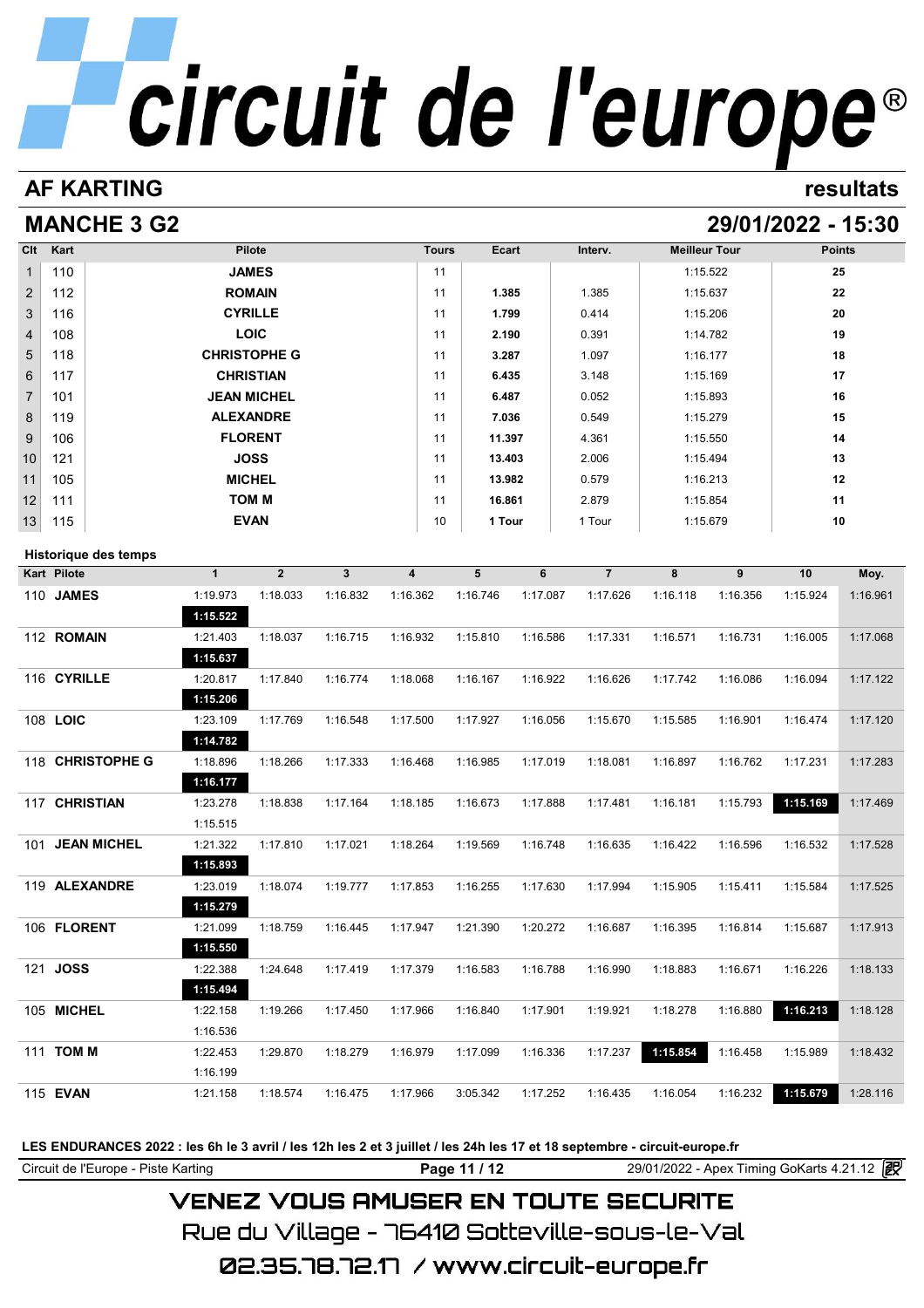# circuit de l'europe®

## AF KARTING — resultats

## MANCHE 3 G2 — 29/01/2022 - 15:30

| Clt | Kart | Pilote | Tours | Ecart | Interv. | Meilleur Tour | Points |
|---|---|---|---|---|---|---|---|
| 1 | 110 | JAMES | 11 | | | 1:15.522 | 25 |
| 2 | 112 | ROMAIN | 11 | 1.385 | 1.385 | 1:15.637 | 22 |
| 3 | 116 | CYRILLE | 11 | 1.799 | 0.414 | 1:15.206 | 20 |
| 4 | 108 | LOIC | 11 | 2.190 | 0.391 | 1:14.782 | 19 |
| 5 | 118 | CHRISTOPHE G | 11 | 3.287 | 1.097 | 1:16.177 | 18 |
| 6 | 117 | CHRISTIAN | 11 | 6.435 | 3.148 | 1:15.169 | 17 |
| 7 | 101 | JEAN MICHEL | 11 | 6.487 | 0.052 | 1:15.893 | 16 |
| 8 | 119 | ALEXANDRE | 11 | 7.036 | 0.549 | 1:15.279 | 15 |
| 9 | 106 | FLORENT | 11 | 11.397 | 4.361 | 1:15.550 | 14 |
| 10 | 121 | JOSS | 11 | 13.403 | 2.006 | 1:15.494 | 13 |
| 11 | 105 | MICHEL | 11 | 13.982 | 0.579 | 1:16.213 | 12 |
| 12 | 111 | TOM M | 11 | 16.861 | 2.879 | 1:15.854 | 11 |
| 13 | 115 | EVAN | 10 | 1 Tour | 1 Tour | 1:15.679 | 10 |

### Historique des temps

| Kart | Pilote | 1 | 2 | 3 | 4 | 5 | 6 | 7 | 8 | 9 | 10 | Moy. |
|---|---|---|---|---|---|---|---|---|---|---|---|---|
| 110 | JAMES | 1:19.973 | 1:18.033 | 1:16.832 | 1:16.362 | 1:16.746 | 1:17.087 | 1:17.626 | 1:16.118 | 1:16.356 | 1:15.924 | 1:16.961 |
| | | **1:15.522** | | | | | | | | | | |
| 112 | ROMAIN | 1:21.403 | 1:18.037 | 1:16.715 | 1:16.932 | 1:15.810 | 1:16.586 | 1:17.331 | 1:16.571 | 1:16.731 | 1:16.005 | 1:17.068 |
| | | **1:15.637** | | | | | | | | | | |
| 116 | CYRILLE | 1:20.817 | 1:17.840 | 1:16.774 | 1:18.068 | 1:16.167 | 1:16.922 | 1:16.626 | 1:17.742 | 1:16.086 | 1:16.094 | 1:17.122 |
| | | **1:15.206** | | | | | | | | | | |
| 108 | LOIC | 1:23.109 | 1:17.769 | 1:16.548 | 1:17.500 | 1:17.927 | 1:16.056 | 1:15.670 | 1:15.585 | 1:16.901 | 1:16.474 | 1:17.120 |
| | | **1:14.782** | | | | | | | | | | |
| 118 | CHRISTOPHE G | 1:18.896 | 1:18.266 | 1:17.333 | 1:16.468 | 1:16.985 | 1:17.019 | 1:18.081 | 1:16.897 | 1:16.762 | 1:17.231 | 1:17.283 |
| | | **1:16.177** | | | | | | | | | | |
| 117 | CHRISTIAN | 1:23.278 | 1:18.838 | 1:17.164 | 1:18.185 | 1:16.673 | 1:17.888 | 1:17.481 | 1:16.181 | 1:15.793 | **1:15.169** | 1:17.469 |
| | | 1:15.515 | | | | | | | | | | |
| 101 | JEAN MICHEL | 1:21.322 | 1:17.810 | 1:17.021 | 1:18.264 | 1:19.569 | 1:16.748 | 1:16.635 | 1:16.422 | 1:16.596 | 1:16.532 | 1:17.528 |
| | | **1:15.893** | | | | | | | | | | |
| 119 | ALEXANDRE | 1:23.019 | 1:18.074 | 1:19.777 | 1:17.853 | 1:16.255 | 1:17.630 | 1:17.994 | 1:15.905 | 1:15.411 | 1:15.584 | 1:17.525 |
| | | **1:15.279** | | | | | | | | | | |
| 106 | FLORENT | 1:21.099 | 1:18.759 | 1:16.445 | 1:17.947 | 1:21.390 | 1:20.272 | 1:16.687 | 1:16.395 | 1:16.814 | 1:15.687 | 1:17.913 |
| | | **1:15.550** | | | | | | | | | | |
| 121 | JOSS | 1:22.388 | 1:24.648 | 1:17.419 | 1:17.379 | 1:16.583 | 1:16.788 | 1:16.990 | 1:18.883 | 1:16.671 | 1:16.226 | 1:18.133 |
| | | **1:15.494** | | | | | | | | | | |
| 105 | MICHEL | 1:22.158 | 1:19.266 | 1:17.450 | 1:17.966 | 1:16.840 | 1:17.901 | 1:19.921 | 1:18.278 | 1:16.880 | **1:16.213** | 1:18.128 |
| | | 1:16.536 | | | | | | | | | | |
| 111 | TOM M | 1:22.453 | 1:29.870 | 1:18.279 | 1:16.979 | 1:17.099 | 1:16.336 | 1:17.237 | **1:15.854** | 1:16.458 | 1:15.989 | 1:18.432 |
| | | 1:16.199 | | | | | | | | | | |
| 115 | EVAN | 1:21.158 | 1:18.574 | 1:16.475 | 1:17.966 | 3:05.342 | 1:17.252 | 1:16.435 | 1:16.054 | 1:16.232 | **1:15.679** | 1:28.116 |

**LES ENDURANCES 2022 : les 6h le 3 avril / les 12h les 2 et 3 juillet / les 24h les 17 et 18 septembre - circuit-europe.fr**

Circuit de l'Europe - Piste Karting — 29/01/2022 - Apex Timing GoKarts 4.21.12

VENEZ VOUS AMUSER EN TOUTE SECURITE

Rue du Village - 76410 Sotteville-sous-le-Val

02.35.78.72.17 / www.circuit-europe.fr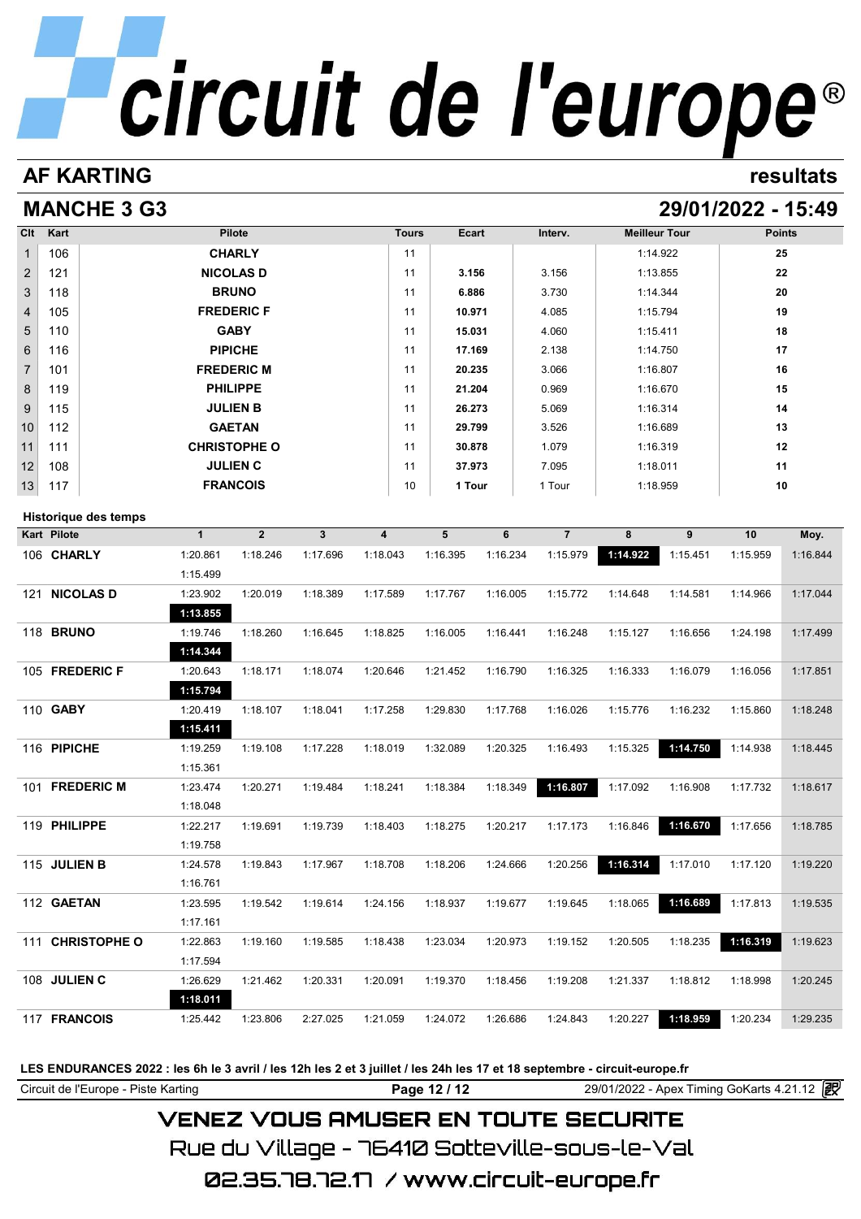# circuit de l'europe®

## AF KARTING — resultats

## MANCHE 3 G3 — 29/01/2022 - 15:49

| Clt | Kart | Pilote | Tours | Ecart | Interv. | Meilleur Tour | Points |
|---|---|---|---|---|---|---|---|
| 1 | 106 | **CHARLY** | 11 | | | 1:14.922 | **25** |
| 2 | 121 | **NICOLAS D** | 11 | **3.156** | 3.156 | 1:13.855 | **22** |
| 3 | 118 | **BRUNO** | 11 | **6.886** | 3.730 | 1:14.344 | **20** |
| 4 | 105 | **FREDERIC F** | 11 | **10.971** | 4.085 | 1:15.794 | **19** |
| 5 | 110 | **GABY** | 11 | **15.031** | 4.060 | 1:15.411 | **18** |
| 6 | 116 | **PIPICHE** | 11 | **17.169** | 2.138 | 1:14.750 | **17** |
| 7 | 101 | **FREDERIC M** | 11 | **20.235** | 3.066 | 1:16.807 | **16** |
| 8 | 119 | **PHILIPPE** | 11 | **21.204** | 0.969 | 1:16.670 | **15** |
| 9 | 115 | **JULIEN B** | 11 | **26.273** | 5.069 | 1:16.314 | **14** |
| 10 | 112 | **GAETAN** | 11 | **29.799** | 3.526 | 1:16.689 | **13** |
| 11 | 111 | **CHRISTOPHE O** | 11 | **30.878** | 1.079 | 1:16.319 | **12** |
| 12 | 108 | **JULIEN C** | 11 | **37.973** | 7.095 | 1:18.011 | **11** |
| 13 | 117 | **FRANCOIS** | 10 | **1 Tour** | 1 Tour | 1:18.959 | **10** |

### Historique des temps

| Kart | Pilote | 1 | 2 | 3 | 4 | 5 | 6 | 7 | 8 | 9 | 10 | 11 | Moy. |
|---|---|---|---|---|---|---|---|---|---|---|---|---|---|
| 106 | **CHARLY** | 1:20.861 | 1:18.246 | 1:17.696 | 1:18.043 | 1:16.395 | 1:16.234 | 1:15.979 | **1:14.922** | 1:15.451 | 1:15.959 | 1:15.499 | 1:16.844 |
| 121 | **NICOLAS D** | 1:23.902 | 1:20.019 | 1:18.389 | 1:17.589 | 1:17.767 | 1:16.005 | 1:15.772 | 1:14.648 | 1:14.581 | 1:14.966 | **1:13.855** | 1:17.044 |
| 118 | **BRUNO** | 1:19.746 | 1:18.260 | 1:16.645 | 1:18.825 | 1:16.005 | 1:16.441 | 1:16.248 | 1:15.127 | 1:16.656 | 1:24.198 | **1:14.344** | 1:17.499 |
| 105 | **FREDERIC F** | 1:20.643 | 1:18.171 | 1:18.074 | 1:20.646 | 1:21.452 | 1:16.790 | 1:16.325 | 1:16.333 | 1:16.079 | 1:16.056 | **1:15.794** | 1:17.851 |
| 110 | **GABY** | 1:20.419 | 1:18.107 | 1:18.041 | 1:17.258 | 1:29.830 | 1:17.768 | 1:16.026 | 1:15.776 | 1:16.232 | 1:15.860 | **1:15.411** | 1:18.248 |
| 116 | **PIPICHE** | 1:19.259 | 1:19.108 | 1:17.228 | 1:18.019 | 1:32.089 | 1:20.325 | 1:16.493 | 1:15.325 | **1:14.750** | 1:14.938 | 1:15.361 | 1:18.445 |
| 101 | **FREDERIC M** | 1:23.474 | 1:20.271 | 1:19.484 | 1:18.241 | 1:18.384 | 1:18.349 | **1:16.807** | 1:17.092 | 1:16.908 | 1:17.732 | 1:18.048 | 1:18.617 |
| 119 | **PHILIPPE** | 1:22.217 | 1:19.691 | 1:19.739 | 1:18.403 | 1:18.275 | 1:20.217 | 1:17.173 | 1:16.846 | **1:16.670** | 1:17.656 | 1:19.758 | 1:18.785 |
| 115 | **JULIEN B** | 1:24.578 | 1:19.843 | 1:17.967 | 1:18.708 | 1:18.206 | 1:24.666 | 1:20.256 | **1:16.314** | 1:17.010 | 1:17.120 | 1:16.761 | 1:19.220 |
| 112 | **GAETAN** | 1:23.595 | 1:19.542 | 1:19.614 | 1:24.156 | 1:18.937 | 1:19.677 | 1:19.645 | 1:18.065 | **1:16.689** | 1:17.813 | 1:17.161 | 1:19.535 |
| 111 | **CHRISTOPHE O** | 1:22.863 | 1:19.160 | 1:19.585 | 1:18.438 | 1:23.034 | 1:20.973 | 1:19.152 | 1:20.505 | 1:18.235 | **1:16.319** | 1:17.594 | 1:19.623 |
| 108 | **JULIEN C** | 1:26.629 | 1:21.462 | 1:20.331 | 1:20.091 | 1:19.370 | 1:18.456 | 1:19.208 | 1:21.337 | 1:18.812 | 1:18.998 | **1:18.011** | 1:20.245 |
| 117 | **FRANCOIS** | 1:25.442 | 1:23.806 | 2:27.025 | 1:21.059 | 1:24.072 | 1:26.686 | 1:24.843 | 1:20.227 | **1:18.959** | 1:20.234 | | 1:29.235 |

**LES ENDURANCES 2022 : les 6h le 3 avril / les 12h les 2 et 3 juillet / les 24h les 17 et 18 septembre - circuit-europe.fr**

Circuit de l'Europe - Piste Karting — 29/01/2022 - Apex Timing GoKarts 4.21.12

VENEZ VOUS AMUSER EN TOUTE SECURITE

Rue du Village - 76410 Sotteville-sous-le-Val

02.35.78.72.17 / www.circuit-europe.fr